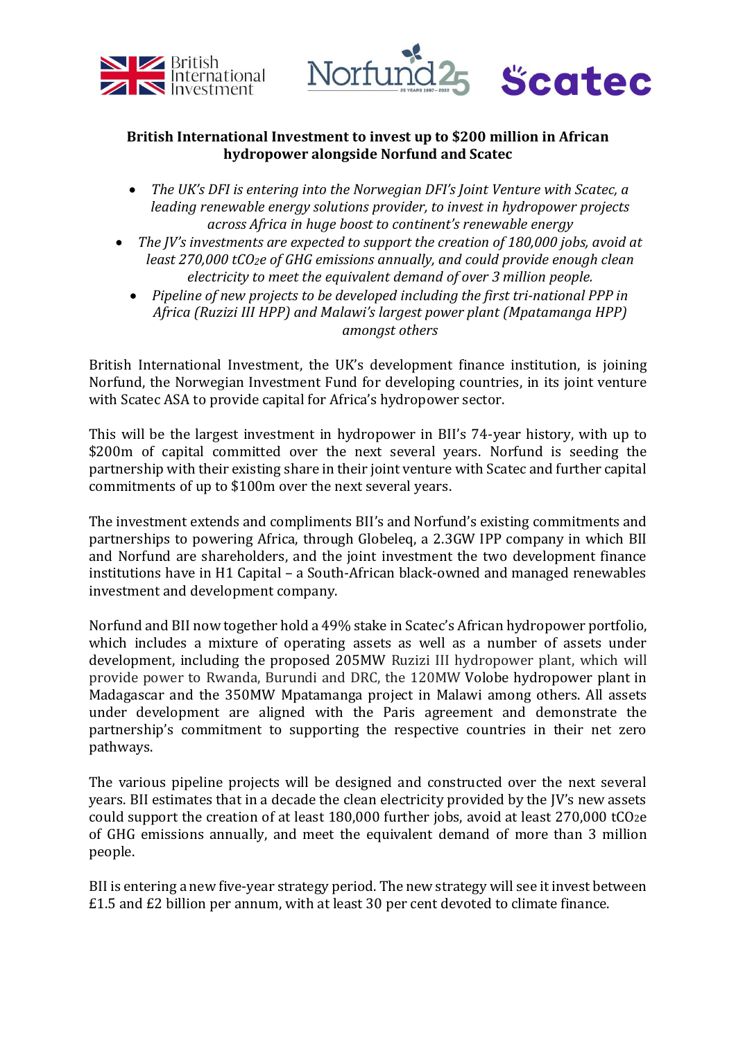**British International Investment to invest up to \$200 million in African hydropower alongside Norfund and Scatec**

- *The UK's DFI is entering into the Norwegian DFI's Joint Venture with Scatec, a leading renewable energy solutions provider, to invest in hydropower projects across Africa in huge boost to continent's renewable energy*
- *The JV's investments are expected to support the creation of 180,000 jobs, avoid at least 270,000 $tCO_{2}e$ of GHG emissions annually, and could provide enough clean electricity to meet the equivalent demand of over 3 million people.*
- *Pipeline of new projects to be developed including the first tri-national PPP in Africa (Ruzizi III HPP) and Malawi's largest power plant (Mpatamanga HPP) amongst others*

British International Investment, the UK's development finance institution, is joining Norfund, the Norwegian Investment Fund for developing countries, in its joint venture with Scatec ASA to provide capital for Africa's hydropower sector.

This will be the largest investment in hydropower in BII's 74-year history, with up to \$200m of capital committed over the next several years. Norfund is seeding the partnership with their existing share in their joint venture with Scatec and further capital commitments of up to \$100m over the next several years.

The investment extends and compliments BII's and Norfund's existing commitments and partnerships to powering Africa, through Globeleq, a 2.3GW IPP company in which BII and Norfund are shareholders, and the joint investment the two development finance institutions have in H1 Capital – a South-African black-owned and managed renewables investment and development company.

Norfund and BII now together hold a 49% stake in Scatec's African hydropower portfolio, which includes a mixture of operating assets as well as a number of assets under development, including the proposed 205MW Ruzizi III hydropower plant, which will provide power to Rwanda, Burundi and DRC, the 120MW Volobe hydropower plant in Madagascar and the 350MW Mpatamanga project in Malawi among others. All assets under development are aligned with the Paris agreement and demonstrate the partnership's commitment to supporting the respective countries in their net zero pathways.

The various pipeline projects will be designed and constructed over the next several years. BII estimates that in a decade the clean electricity provided by the JV's new assets could support the creation of at least 180,000 further jobs, avoid at least 270,000 $tCO_{2}e$ of GHG emissions annually, and meet the equivalent demand of more than 3 million people.

BII is entering a new five-year strategy period. The new strategy will see it invest between £1.5 and £2 billion per annum, with at least 30 per cent devoted to climate finance.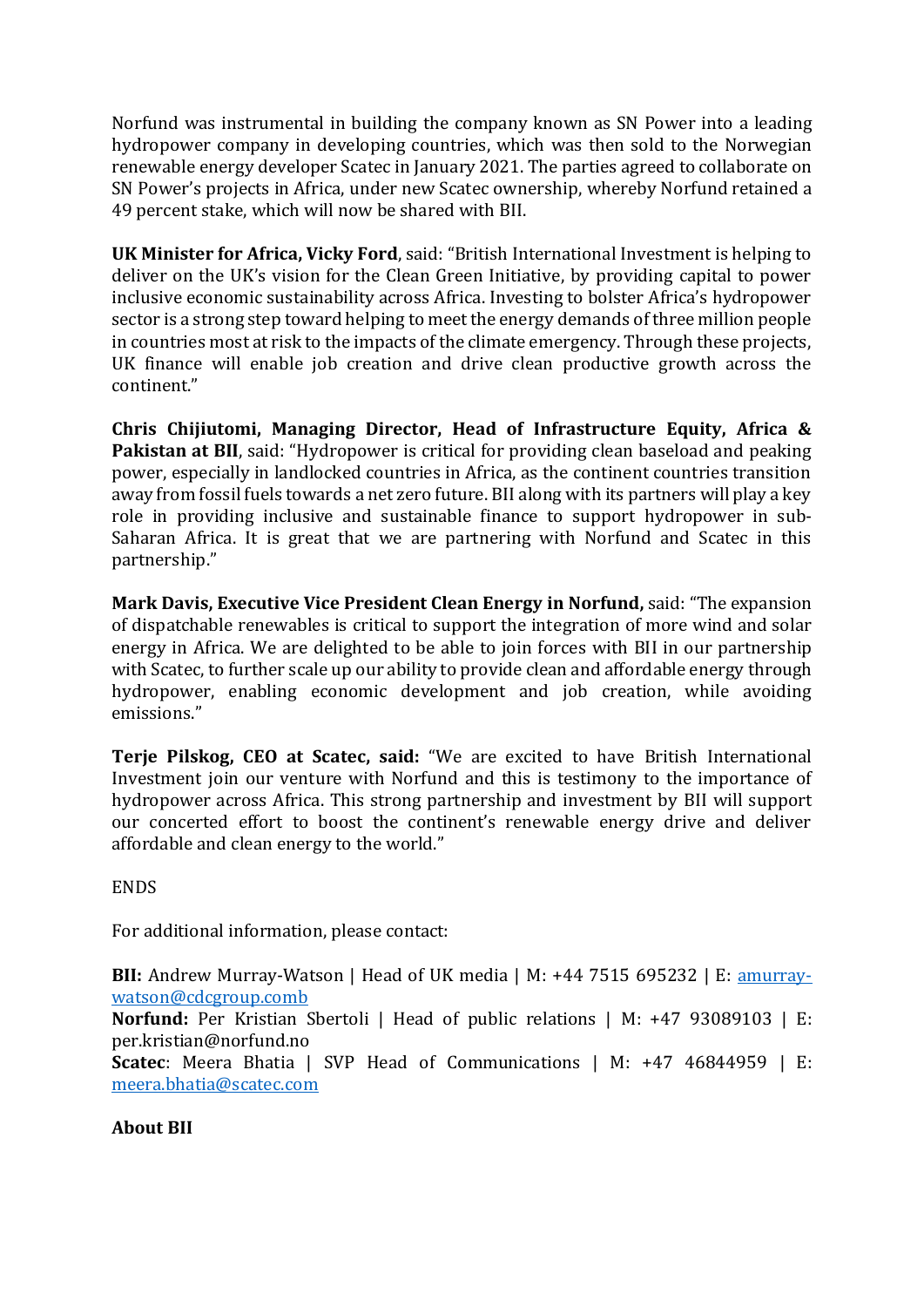Norfund was instrumental in building the company known as SN Power into a leading hydropower company in developing countries, which was then sold to the Norwegian renewable energy developer Scatec in January 2021. The parties agreed to collaborate on SN Power's projects in Africa, under new Scatec ownership, whereby Norfund retained a 49 percent stake, which will now be shared with BII.

**UK Minister for Africa, Vicky Ford**, said: "British International Investment is helping to deliver on the UK's vision for the Clean Green Initiative, by providing capital to power inclusive economic sustainability across Africa. Investing to bolster Africa's hydropower sector is a strong step toward helping to meet the energy demands of three million people in countries most at risk to the impacts of the climate emergency. Through these projects, UK finance will enable job creation and drive clean productive growth across the continent."

**Chris Chijiutomi, Managing Director, Head of Infrastructure Equity, Africa & Pakistan at BII**, said: "Hydropower is critical for providing clean baseload and peaking power, especially in landlocked countries in Africa, as the continent countries transition away from fossil fuels towards a net zero future. BII along with its partners will play a key role in providing inclusive and sustainable finance to support hydropower in sub-Saharan Africa. It is great that we are partnering with Norfund and Scatec in this partnership."

**Mark Davis, Executive Vice President Clean Energy in Norfund,** said: "The expansion of dispatchable renewables is critical to support the integration of more wind and solar energy in Africa. We are delighted to be able to join forces with BII in our partnership with Scatec, to further scale up our ability to provide clean and affordable energy through hydropower, enabling economic development and job creation, while avoiding emissions."

**Terje Pilskog, CEO at Scatec, said:** "We are excited to have British International Investment join our venture with Norfund and this is testimony to the importance of hydropower across Africa. This strong partnership and investment by BII will support our concerted effort to boost the continent's renewable energy drive and deliver affordable and clean energy to the world."

ENDS

For additional information, please contact:

**BII:** Andrew Murray-Watson | Head of UK media | M: +44 7515 695232 | E: amurray-watson@cdcgroup.comb
**Norfund:** Per Kristian Sbertoli | Head of public relations | M: +47 93089103 | E: per.kristian@norfund.no
**Scatec**: Meera Bhatia | SVP Head of Communications | M: +47 46844959 | E: meera.bhatia@scatec.com

**About BII**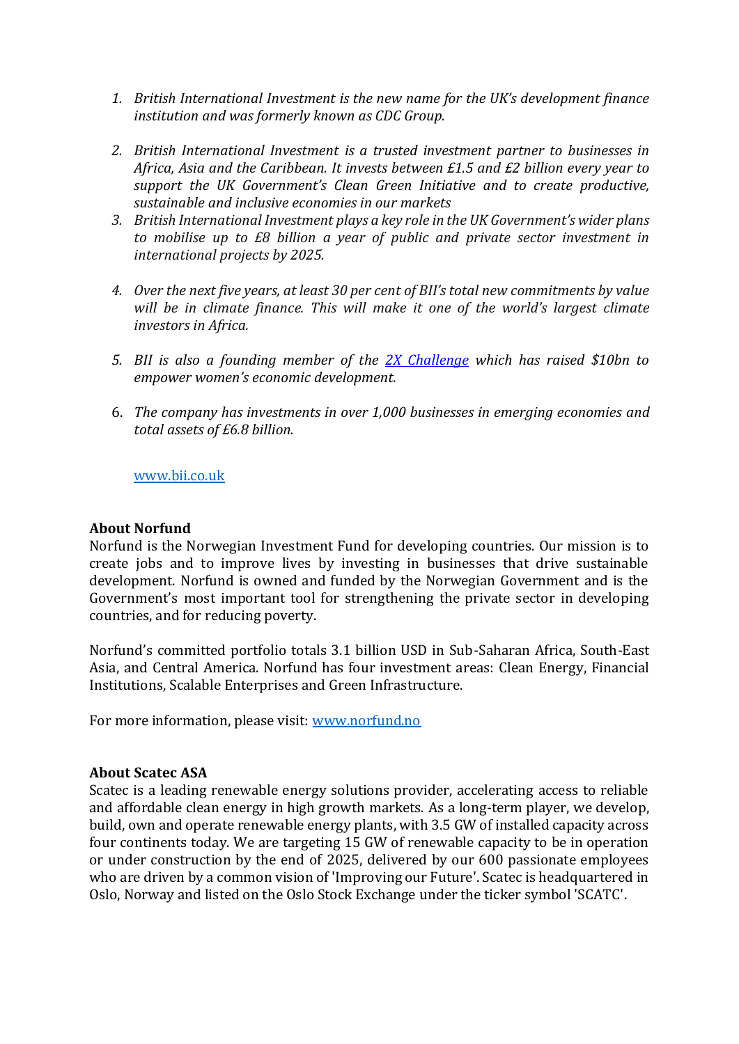1. *British International Investment is the new name for the UK's development finance institution and was formerly known as CDC Group.*

2. *British International Investment is a trusted investment partner to businesses in Africa, Asia and the Caribbean. It invests between £1.5 and £2 billion every year to support the UK Government's Clean Green Initiative and to create productive, sustainable and inclusive economies in our markets*
3. *British International Investment plays a key role in the UK Government's wider plans to mobilise up to £8 billion a year of public and private sector investment in international projects by 2025.*

4. *Over the next five years, at least 30 per cent of BII's total new commitments by value will be in climate finance. This will make it one of the world's largest climate investors in Africa.*

5. *BII is also a founding member of the [2X Challenge] which has raised $10bn to empower women's economic development.*

6. *The company has investments in over 1,000 businesses in emerging economies and total assets of £6.8 billion.*

   www.bii.co.uk

**About Norfund**

Norfund is the Norwegian Investment Fund for developing countries. Our mission is to create jobs and to improve lives by investing in businesses that drive sustainable development. Norfund is owned and funded by the Norwegian Government and is the Government's most important tool for strengthening the private sector in developing countries, and for reducing poverty.

Norfund's committed portfolio totals 3.1 billion USD in Sub-Saharan Africa, South-East Asia, and Central America. Norfund has four investment areas: Clean Energy, Financial Institutions, Scalable Enterprises and Green Infrastructure.

For more information, please visit: www.norfund.no

**About Scatec ASA**

Scatec is a leading renewable energy solutions provider, accelerating access to reliable and affordable clean energy in high growth markets. As a long-term player, we develop, build, own and operate renewable energy plants, with 3.5 GW of installed capacity across four continents today. We are targeting 15 GW of renewable capacity to be in operation or under construction by the end of 2025, delivered by our 600 passionate employees who are driven by a common vision of 'Improving our Future'. Scatec is headquartered in Oslo, Norway and listed on the Oslo Stock Exchange under the ticker symbol 'SCATC'.